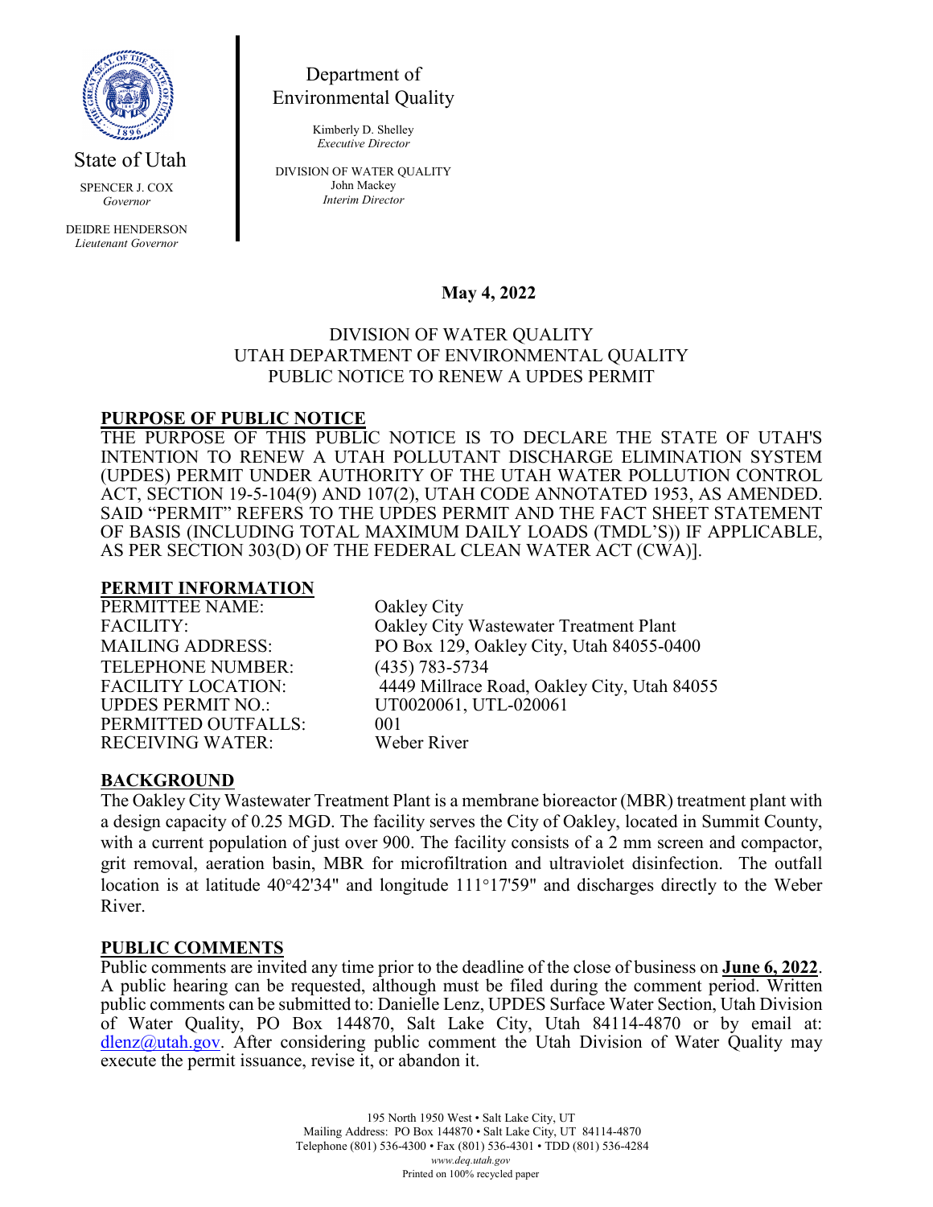State of Utah

SPENCER J. COX
*Governor*

DEIDRE HENDERSON
*Lieutenant Governor*

Department of
Environmental Quality

Kimberly D. Shelley
*Executive Director*

DIVISION OF WATER QUALITY
John Mackey
*Interim Director*

**May 4, 2022**

DIVISION OF WATER QUALITY
UTAH DEPARTMENT OF ENVIRONMENTAL QUALITY
PUBLIC NOTICE TO RENEW A UPDES PERMIT

## PURPOSE OF PUBLIC NOTICE

THE PURPOSE OF THIS PUBLIC NOTICE IS TO DECLARE THE STATE OF UTAH'S INTENTION TO RENEW A UTAH POLLUTANT DISCHARGE ELIMINATION SYSTEM (UPDES) PERMIT UNDER AUTHORITY OF THE UTAH WATER POLLUTION CONTROL ACT, SECTION 19-5-104(9) AND 107(2), UTAH CODE ANNOTATED 1953, AS AMENDED. SAID "PERMIT" REFERS TO THE UPDES PERMIT AND THE FACT SHEET STATEMENT OF BASIS (INCLUDING TOTAL MAXIMUM DAILY LOADS (TMDL'S)) IF APPLICABLE, AS PER SECTION 303(D) OF THE FEDERAL CLEAN WATER ACT (CWA)].

## PERMIT INFORMATION

| | |
|---|---|
| PERMITTEE NAME: | Oakley City |
| FACILITY: | Oakley City Wastewater Treatment Plant |
| MAILING ADDRESS: | PO Box 129, Oakley City, Utah 84055-0400 |
| TELEPHONE NUMBER: | (435) 783-5734 |
| FACILITY LOCATION: | 4449 Millrace Road, Oakley City, Utah 84055 |
| UPDES PERMIT NO.: | UT0020061, UTL-020061 |
| PERMITTED OUTFALLS: | 001 |
| RECEIVING WATER: | Weber River |

## BACKGROUND

The Oakley City Wastewater Treatment Plant is a membrane bioreactor (MBR) treatment plant with a design capacity of 0.25 MGD. The facility serves the City of Oakley, located in Summit County, with a current population of just over 900. The facility consists of a 2 mm screen and compactor, grit removal, aeration basin, MBR for microfiltration and ultraviolet disinfection. The outfall location is at latitude 40°42'34" and longitude 111°17'59" and discharges directly to the Weber River.

## PUBLIC COMMENTS

Public comments are invited any time prior to the deadline of the close of business on **June 6, 2022**. A public hearing can be requested, although must be filed during the comment period. Written public comments can be submitted to: Danielle Lenz, UPDES Surface Water Section, Utah Division of Water Quality, PO Box 144870, Salt Lake City, Utah 84114-4870 or by email at: dlenz@utah.gov. After considering public comment the Utah Division of Water Quality may execute the permit issuance, revise it, or abandon it.

195 North 1950 West • Salt Lake City, UT
Mailing Address: PO Box 144870 • Salt Lake City, UT 84114-4870
Telephone (801) 536-4300 • Fax (801) 536-4301 • TDD (801) 536-4284
*www.deq.utah.gov*
Printed on 100% recycled paper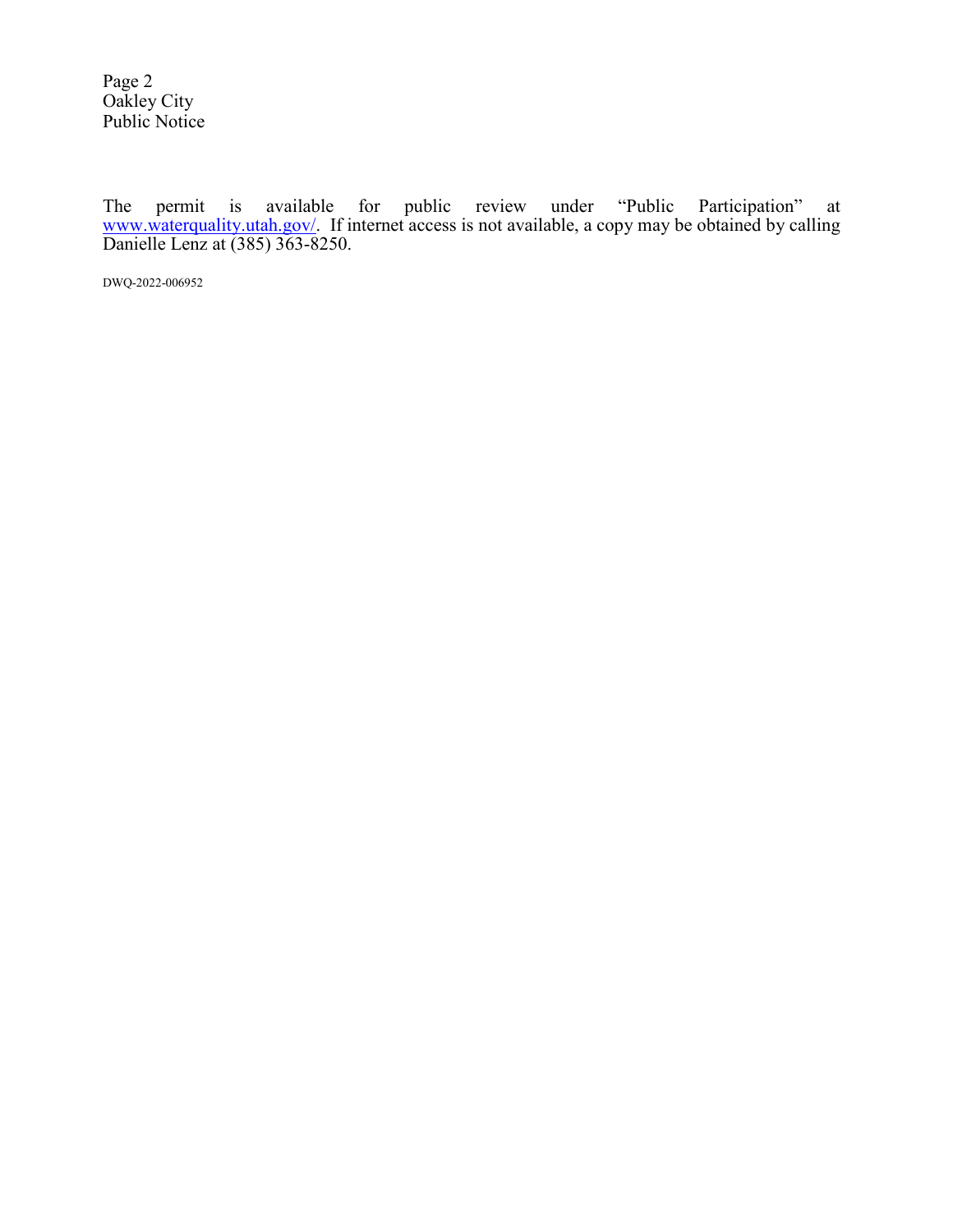The permit is available for public review under "Public Participation" at www.waterquality.utah.gov/. If internet access is not available, a copy may be obtained by calling Danielle Lenz at (385) 363-8250.

DWQ-2022-006952